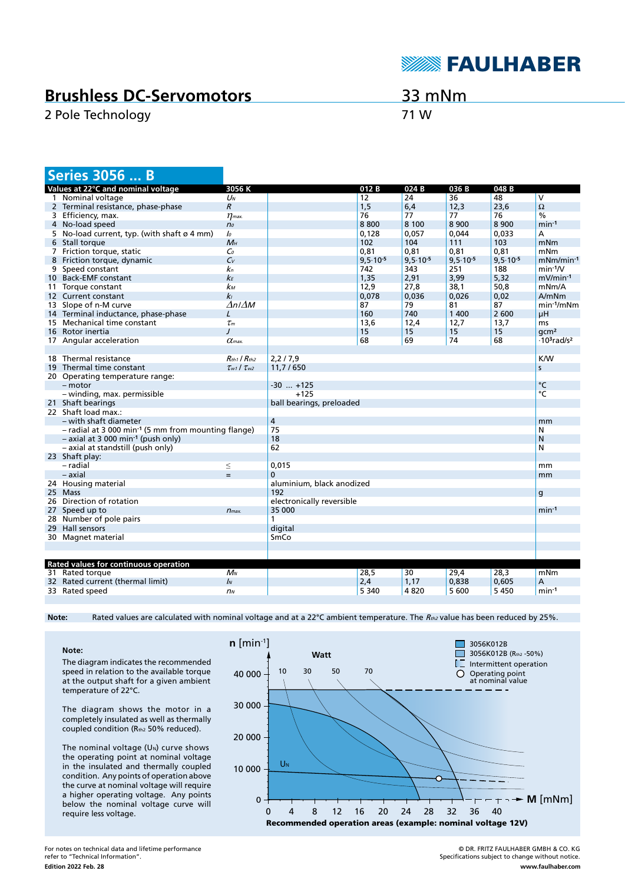# Brushless DC-Servomotors

2 Pole Technology

33 mNm

71 W

## Series 3056 ... B

| Values at 22°C and nominal voltage | 3056 K | | 012 B | 024 B | 036 B | 048 B | |
|---|---|---|---|---|---|---|---|
| 1 Nominal voltage | $U_N$ | | 12 | 24 | 36 | 48 | V |
| 2 Terminal resistance, phase-phase | $R$ | | 1,5 | 6,4 | 12,3 | 23,6 | Ω |
| 3 Efficiency, max. | $\eta_{max.}$ | | 76 | 77 | 77 | 76 | % |
| 4 No-load speed | $n_0$ | | 8 800 | 8 100 | 8 900 | 8 900 | $min^{-1}$ |
| 5 No-load current, typ. (with shaft ø 4 mm) | $I_0$ | | 0,128 | 0,057 | 0,044 | 0,033 | A |
| 6 Stall torque | $M_H$ | | 102 | 104 | 111 | 103 | mNm |
| 7 Friction torque, static | $C_0$ | | 0,81 | 0,81 | 0,81 | 0,81 | mNm |
| 8 Friction torque, dynamic | $C_v$ | | $9{,}5 \cdot 10^{-5}$ | $9{,}5 \cdot 10^{-5}$ | $9{,}5 \cdot 10^{-5}$ | $9{,}5 \cdot 10^{-5}$ | $mNm/min^{-1}$ |
| 9 Speed constant | $k_n$ | | 742 | 343 | 251 | 188 | $min^{-1}/V$ |
| 10 Back-EMF constant | $k_E$ | | 1,35 | 2,91 | 3,99 | 5,32 | $mV/min^{-1}$ |
| 11 Torque constant | $k_M$ | | 12,9 | 27,8 | 38,1 | 50,8 | mNm/A |
| 12 Current constant | $k_I$ | | 0,078 | 0,036 | 0,026 | 0,02 | A/mNm |
| 13 Slope of n-M curve | $\Delta n/\Delta M$ | | 87 | 79 | 81 | 87 | $min^{-1}/mNm$ |
| 14 Terminal inductance, phase-phase | $L$ | | 160 | 740 | 1 400 | 2 600 | µH |
| 15 Mechanical time constant | $\tau_m$ | | 13,6 | 12,4 | 12,7 | 13,7 | ms |
| 16 Rotor inertia | $J$ | | 15 | 15 | 15 | 15 | $gcm^2$ |
| 17 Angular acceleration | $\alpha_{max.}$ | | 68 | 69 | 74 | 68 | $\cdot 10^3 rad/s^2$ |
| | | | | | | | |
| 18 Thermal resistance | $R_{th1}$ / $R_{th2}$ | 2,2 / 7,9 | | | | | K/W |
| 19 Thermal time constant | $\tau_{w1}$ / $\tau_{w2}$ | 11,7 / 650 | | | | | s |
| 20 Operating temperature range: | | | | | | | |
| – motor | | -30 ... +125 | | | | | °C |
| – winding, max. permissible | | +125 | | | | | °C |
| 21 Shaft bearings | | ball bearings, preloaded | | | | | |
| 22 Shaft load max.: | | | | | | | |
| – with shaft diameter | | 4 | | | | | mm |
| – radial at 3 000 $min^{-1}$ (5 mm from mounting flange) | | 75 | | | | | N |
| – axial at 3 000 $min^{-1}$ (push only) | | 18 | | | | | N |
| – axial at standstill (push only) | | 62 | | | | | N |
| 23 Shaft play: | | | | | | | |
| – radial | ≤ | 0,015 | | | | | mm |
| – axial | = | 0 | | | | | mm |
| 24 Housing material | | aluminium, black anodized | | | | | |
| 25 Mass | | 192 | | | | | g |
| 26 Direction of rotation | | electronically reversible | | | | | |
| 27 Speed up to | $n_{max.}$ | 35 000 | | | | | $min^{-1}$ |
| 28 Number of pole pairs | | 1 | | | | | |
| 29 Hall sensors | | digital | | | | | |
| 30 Magnet material | | SmCo | | | | | |

| Rated values for continuous operation | | | | | | | |
|---|---|---|---|---|---|---|---|
| 31 Rated torque | $M_N$ | | 28,5 | 30 | 29,4 | 28,3 | mNm |
| 32 Rated current (thermal limit) | $I_N$ | | 2,4 | 1,17 | 0,838 | 0,605 | A |
| 33 Rated speed | $n_N$ | | 5 340 | 4 820 | 5 600 | 5 450 | $min^{-1}$ |

**Note:** Rated values are calculated with nominal voltage and at a 22°C ambient temperature. The $R_{th2}$ value has been reduced by 25%.

**Note:**

The diagram indicates the recommended speed in relation to the available torque at the output shaft for a given ambient temperature of 22°C.

The diagram shows the motor in a completely insulated as well as thermally coupled condition ($R_{th2}$ 50% reduced).

The nominal voltage ($U_N$) curve shows the operating point at nominal voltage in the insulated and thermally coupled condition. Any points of operation above the curve at nominal voltage will require a higher operating voltage. Any points below the nominal voltage curve will require less voltage.

n [$min^{-1}$] — Watt: 10, 30, 50, 70 — M [mNm]

Legend: 3056K012B; 3056K012B ($R_{th2}$ -50%); Intermittent operation; Operating point at nominal value

**Recommended operation areas (example: nominal voltage 12V)**

For notes on technical data and lifetime performance refer to "Technical Information".

**Edition 2022 Feb. 28**

© DR. FRITZ FAULHABER GMBH & CO. KG
Specifications subject to change without notice.
**www.faulhaber.com**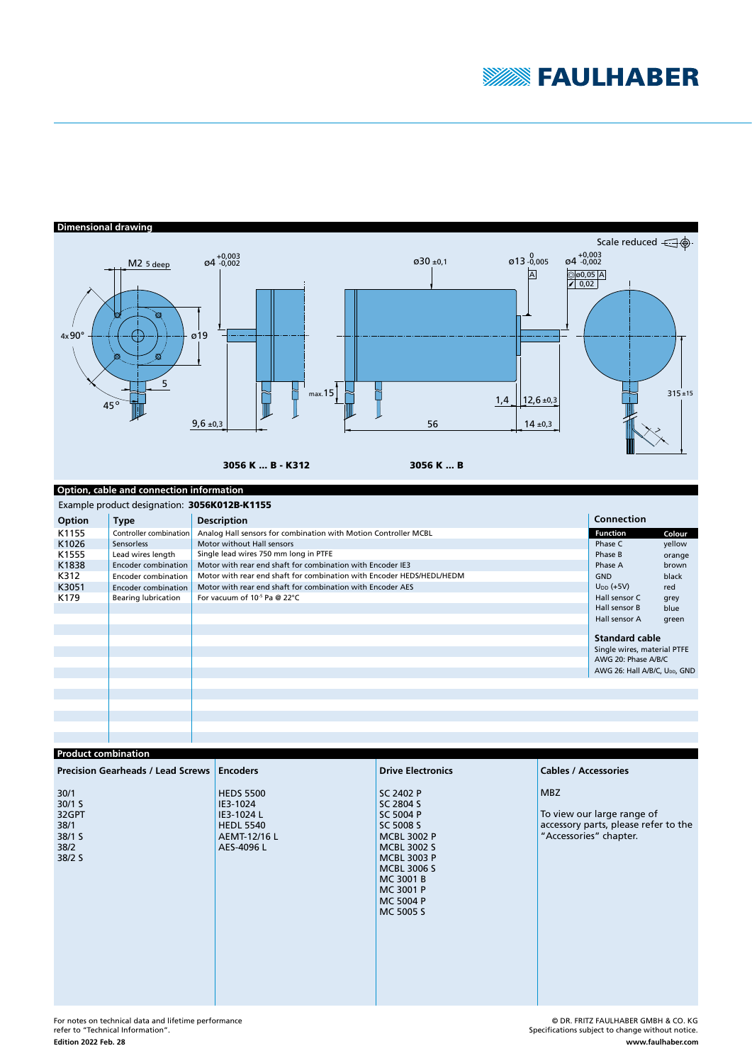## Dimensional drawing

Scale reduced

M2 5 deep
ø4 $^{+0,003}_{-0,002}$
ø30 ±0,1
ø13 $^{0}_{-0,005}$
ø4 $^{+0,003}_{-0,002}$
ø0,05 A
0,02
A
4x90°
ø19
5
45°
max.15
9,6 ±0,3
56
1,4
12,6 ±0,3
14 ±0,3
315 ±15
7

3056 K ... B - K312

3056 K ... B

## Option, cable and connection information

Example product designation: **3056K012B-K1155**

| Option | Type | Description |
|---|---|---|
| K1155 | Controller combination | Analog Hall sensors for combination with Motion Controller MCBL |
| K1026 | Sensorless | Motor without Hall sensors |
| K1555 | Lead wires length | Single lead wires 750 mm long in PTFE |
| K1838 | Encoder combination | Motor with rear end shaft for combination with Encoder IE3 |
| K312 | Encoder combination | Motor with rear end shaft for combination with Encoder HEDS/HEDL/HEDM |
| K3051 | Encoder combination | Motor with rear end shaft for combination with Encoder AES |
| K179 | Bearing lubrication | For vacuum of $10^{-5}$ Pa @ 22°C |

### Connection

| Function | Colour |
|---|---|
| Phase C | yellow |
| Phase B | orange |
| Phase A | brown |
| GND | black |
| $U_{DD}$ (+5V) | red |
| Hall sensor C | grey |
| Hall sensor B | blue |
| Hall sensor A | green |

### Standard cable

Single wires, material PTFE
AWG 20: Phase A/B/C
AWG 26: Hall A/B/C, $U_{DD}$, GND

## Product combination

| Precision Gearheads / Lead Screws | Encoders | Drive Electronics | Cables / Accessories |
|---|---|---|---|
| 30/1<br>30/1 S<br>32GPT<br>38/1<br>38/1 S<br>38/2<br>38/2 S | HEDS 5500<br>IE3-1024<br>IE3-1024 L<br>HEDL 5540<br>AEMT-12/16 L<br>AES-4096 L | SC 2402 P<br>SC 2804 S<br>SC 5004 P<br>SC 5008 S<br>MCBL 3002 P<br>MCBL 3002 S<br>MCBL 3003 P<br>MCBL 3006 S<br>MC 3001 B<br>MC 3001 P<br>MC 5004 P<br>MC 5005 S | MBZ<br><br>To view our large range of accessory parts, please refer to the "Accessories" chapter. |

For notes on technical data and lifetime performance refer to "Technical Information".

**Edition 2022 Feb. 28**

© DR. FRITZ FAULHABER GMBH & CO. KG
Specifications subject to change without notice.
**www.faulhaber.com**